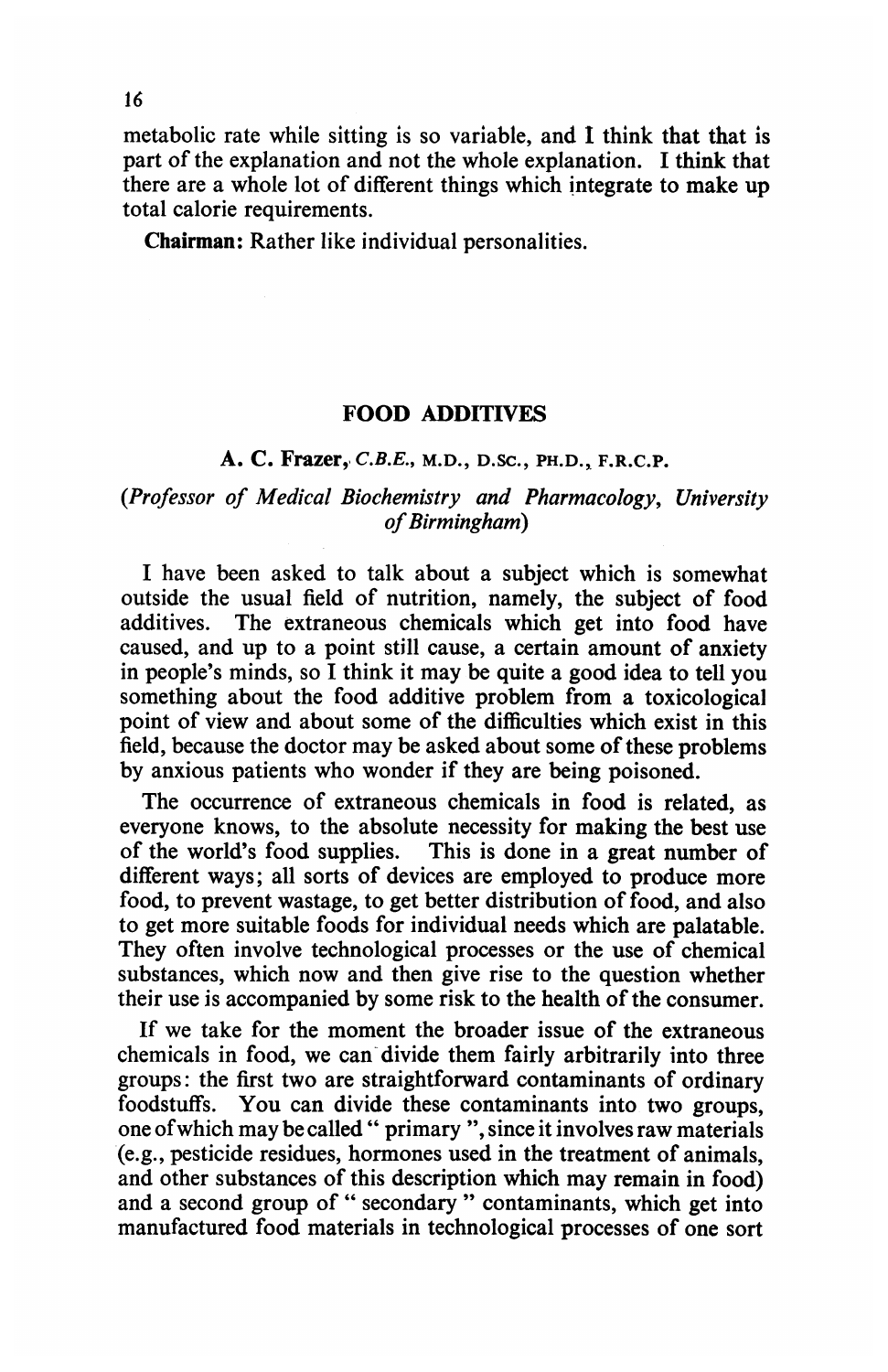metabolic rate while sitting is so variable, and I think that that is part of the explanation and not the whole explanation. I think that there are a whole lot of different things which integrate to make up total calorie requirements.

**Chairman:** Rather like individual personalities.

## FOOD ADDITIVES

**A. C. Frazer,** *C.B.E.*, M.D., D.SC., PH.D., F.R.C.P.

*(Professor of Medical Biochemistry and Pharmacology, University of Birmingham)*

I have been asked to talk about a subject which is somewhat outside the usual field of nutrition, namely, the subject of food additives. The extraneous chemicals which get into food have caused, and up to a point still cause, a certain amount of anxiety in people's minds, so I think it may be quite a good idea to tell you something about the food additive problem from a toxicological point of view and about some of the difficulties which exist in this field, because the doctor may be asked about some of these problems by anxious patients who wonder if they are being poisoned.

The occurrence of extraneous chemicals in food is related, as everyone knows, to the absolute necessity for making the best use of the world's food supplies. This is done in a great number of different ways; all sorts of devices are employed to produce more food, to prevent wastage, to get better distribution of food, and also to get more suitable foods for individual needs which are palatable. They often involve technological processes or the use of chemical substances, which now and then give rise to the question whether their use is accompanied by some risk to the health of the consumer.

If we take for the moment the broader issue of the extraneous chemicals in food, we can divide them fairly arbitrarily into three groups: the first two are straightforward contaminants of ordinary foodstuffs. You can divide these contaminants into two groups, one of which may be called " primary ", since it involves raw materials (e.g., pesticide residues, hormones used in the treatment of animals, and other substances of this description which may remain in food) and a second group of " secondary " contaminants, which get into manufactured food materials in technological processes of one sort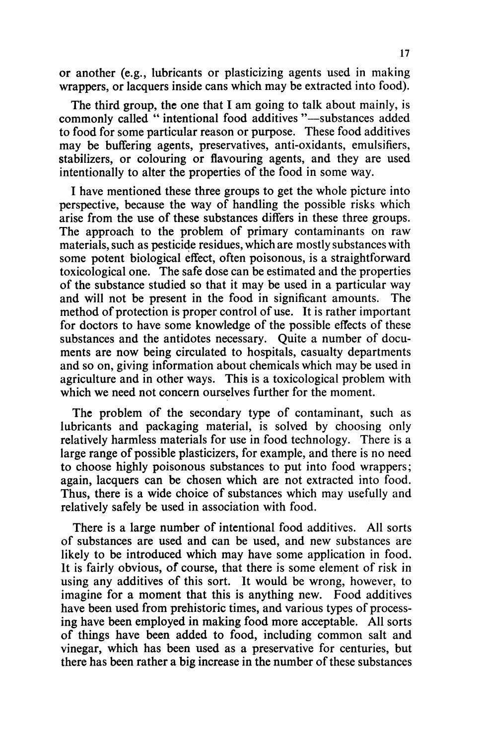or another (e.g., lubricants or plasticizing agents used in making wrappers, or lacquers inside cans which may be extracted into food).

The third group, the one that I am going to talk about mainly, is commonly called "intentional food additives"—substances added to food for some particular reason or purpose. These food additives may be buffering agents, preservatives, anti-oxidants, emulsifiers, stabilizers, or colouring or flavouring agents, and they are used intentionally to alter the properties of the food in some way.

I have mentioned these three groups to get the whole picture into perspective, because the way of handling the possible risks which arise from the use of these substances differs in these three groups. The approach to the problem of primary contaminants on raw materials, such as pesticide residues, which are mostly substances with some potent biological effect, often poisonous, is a straightforward toxicological one. The safe dose can be estimated and the properties of the substance studied so that it may be used in a particular way and will not be present in the food in significant amounts. The method of protection is proper control of use. It is rather important for doctors to have some knowledge of the possible effects of these substances and the antidotes necessary. Quite a number of documents are now being circulated to hospitals, casualty departments and so on, giving information about chemicals which may be used in agriculture and in other ways. This is a toxicological problem with which we need not concern ourselves further for the moment.

The problem of the secondary type of contaminant, such as lubricants and packaging material, is solved by choosing only relatively harmless materials for use in food technology. There is a large range of possible plasticizers, for example, and there is no need to choose highly poisonous substances to put into food wrappers; again, lacquers can be chosen which are not extracted into food. Thus, there is a wide choice of substances which may usefully and relatively safely be used in association with food.

There is a large number of intentional food additives. All sorts of substances are used and can be used, and new substances are likely to be introduced which may have some application in food. It is fairly obvious, of course, that there is some element of risk in using any additives of this sort. It would be wrong, however, to imagine for a moment that this is anything new. Food additives have been used from prehistoric times, and various types of processing have been employed in making food more acceptable. All sorts of things have been added to food, including common salt and vinegar, which has been used as a preservative for centuries, but there has been rather a big increase in the number of these substances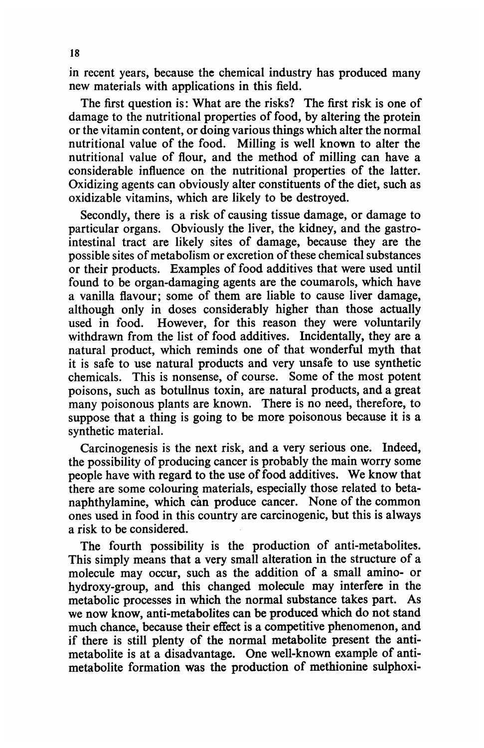in recent years, because the chemical industry has produced many new materials with applications in this field.

The first question is: What are the risks? The first risk is one of damage to the nutritional properties of food, by altering the protein or the vitamin content, or doing various things which alter the normal nutritional value of the food. Milling is well known to alter the nutritional value of flour, and the method of milling can have a considerable influence on the nutritional properties of the latter. Oxidizing agents can obviously alter constituents of the diet, such as oxidizable vitamins, which are likely to be destroyed.

Secondly, there is a risk of causing tissue damage, or damage to particular organs. Obviously the liver, the kidney, and the gastro-intestinal tract are likely sites of damage, because they are the possible sites of metabolism or excretion of these chemical substances or their products. Examples of food additives that were used until found to be organ-damaging agents are the coumarols, which have a vanilla flavour; some of them are liable to cause liver damage, although only in doses considerably higher than those actually used in food. However, for this reason they were voluntarily withdrawn from the list of food additives. Incidentally, they are a natural product, which reminds one of that wonderful myth that it is safe to use natural products and very unsafe to use synthetic chemicals. This is nonsense, of course. Some of the most potent poisons, such as botulinus toxin, are natural products, and a great many poisonous plants are known. There is no need, therefore, to suppose that a thing is going to be more poisonous because it is a synthetic material.

Carcinogenesis is the next risk, and a very serious one. Indeed, the possibility of producing cancer is probably the main worry some people have with regard to the use of food additives. We know that there are some colouring materials, especially those related to beta-naphthylamine, which can produce cancer. None of the common ones used in food in this country are carcinogenic, but this is always a risk to be considered.

The fourth possibility is the production of anti-metabolites. This simply means that a very small alteration in the structure of a molecule may occur, such as the addition of a small amino- or hydroxy-group, and this changed molecule may interfere in the metabolic processes in which the normal substance takes part. As we now know, anti-metabolites can be produced which do not stand much chance, because their effect is a competitive phenomenon, and if there is still plenty of the normal metabolite present the anti-metabolite is at a disadvantage. One well-known example of anti-metabolite formation was the production of methionine sulphoxi-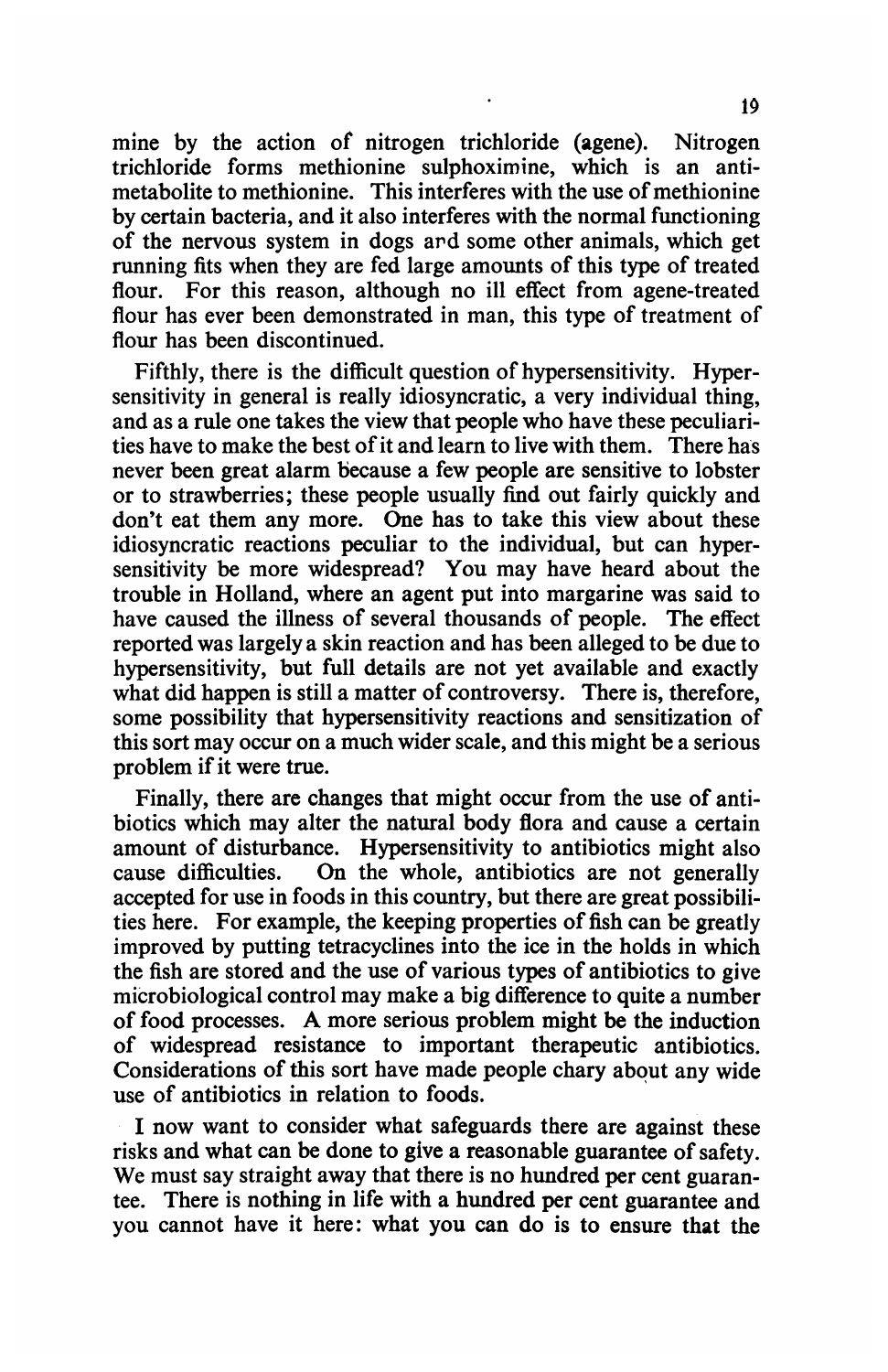mine by the action of nitrogen trichloride (agene). Nitrogen trichloride forms methionine sulphoximine, which is an antimetabolite to methionine. This interferes with the use of methionine by certain bacteria, and it also interferes with the normal functioning of the nervous system in dogs and some other animals, which get running fits when they are fed large amounts of this type of treated flour. For this reason, although no ill effect from agene-treated flour has ever been demonstrated in man, this type of treatment of flour has been discontinued.

Fifthly, there is the difficult question of hypersensitivity. Hypersensitivity in general is really idiosyncratic, a very individual thing, and as a rule one takes the view that people who have these peculiarities have to make the best of it and learn to live with them. There has never been great alarm because a few people are sensitive to lobster or to strawberries; these people usually find out fairly quickly and don't eat them any more. One has to take this view about these idiosyncratic reactions peculiar to the individual, but can hypersensitivity be more widespread? You may have heard about the trouble in Holland, where an agent put into margarine was said to have caused the illness of several thousands of people. The effect reported was largely a skin reaction and has been alleged to be due to hypersensitivity, but full details are not yet available and exactly what did happen is still a matter of controversy. There is, therefore, some possibility that hypersensitivity reactions and sensitization of this sort may occur on a much wider scale, and this might be a serious problem if it were true.

Finally, there are changes that might occur from the use of antibiotics which may alter the natural body flora and cause a certain amount of disturbance. Hypersensitivity to antibiotics might also cause difficulties. On the whole, antibiotics are not generally accepted for use in foods in this country, but there are great possibilities here. For example, the keeping properties of fish can be greatly improved by putting tetracyclines into the ice in the holds in which the fish are stored and the use of various types of antibiotics to give microbiological control may make a big difference to quite a number of food processes. A more serious problem might be the induction of widespread resistance to important therapeutic antibiotics. Considerations of this sort have made people chary about any wide use of antibiotics in relation to foods.

I now want to consider what safeguards there are against these risks and what can be done to give a reasonable guarantee of safety. We must say straight away that there is no hundred per cent guarantee. There is nothing in life with a hundred per cent guarantee and you cannot have it here: what you can do is to ensure that the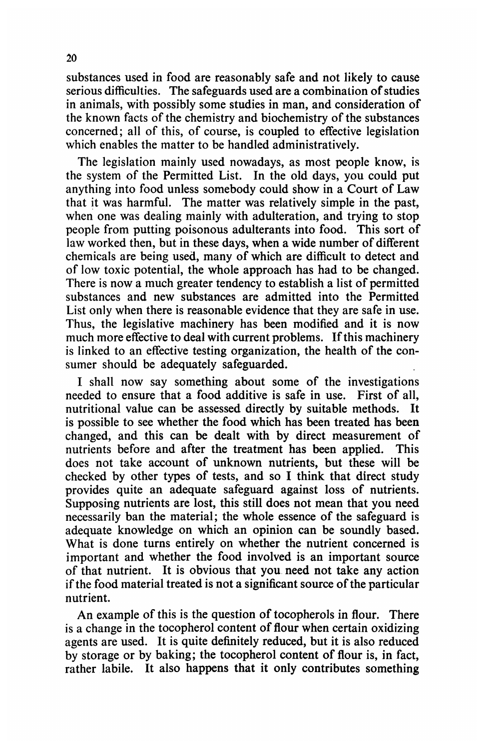substances used in food are reasonably safe and not likely to cause serious difficulties. The safeguards used are a combination of studies in animals, with possibly some studies in man, and consideration of the known facts of the chemistry and biochemistry of the substances concerned; all of this, of course, is coupled to effective legislation which enables the matter to be handled administratively.

The legislation mainly used nowadays, as most people know, is the system of the Permitted List. In the old days, you could put anything into food unless somebody could show in a Court of Law that it was harmful. The matter was relatively simple in the past, when one was dealing mainly with adulteration, and trying to stop people from putting poisonous adulterants into food. This sort of law worked then, but in these days, when a wide number of different chemicals are being used, many of which are difficult to detect and of low toxic potential, the whole approach has had to be changed. There is now a much greater tendency to establish a list of permitted substances and new substances are admitted into the Permitted List only when there is reasonable evidence that they are safe in use. Thus, the legislative machinery has been modified and it is now much more effective to deal with current problems. If this machinery is linked to an effective testing organization, the health of the consumer should be adequately safeguarded.

I shall now say something about some of the investigations needed to ensure that a food additive is safe in use. First of all, nutritional value can be assessed directly by suitable methods. It is possible to see whether the food which has been treated has been changed, and this can be dealt with by direct measurement of nutrients before and after the treatment has been applied. This does not take account of unknown nutrients, but these will be checked by other types of tests, and so I think that direct study provides quite an adequate safeguard against loss of nutrients. Supposing nutrients are lost, this still does not mean that you need necessarily ban the material; the whole essence of the safeguard is adequate knowledge on which an opinion can be soundly based. What is done turns entirely on whether the nutrient concerned is important and whether the food involved is an important source of that nutrient. It is obvious that you need not take any action if the food material treated is not a significant source of the particular nutrient.

An example of this is the question of tocopherols in flour. There is a change in the tocopherol content of flour when certain oxidizing agents are used. It is quite definitely reduced, but it is also reduced by storage or by baking; the tocopherol content of flour is, in fact, rather labile. It also happens that it only contributes something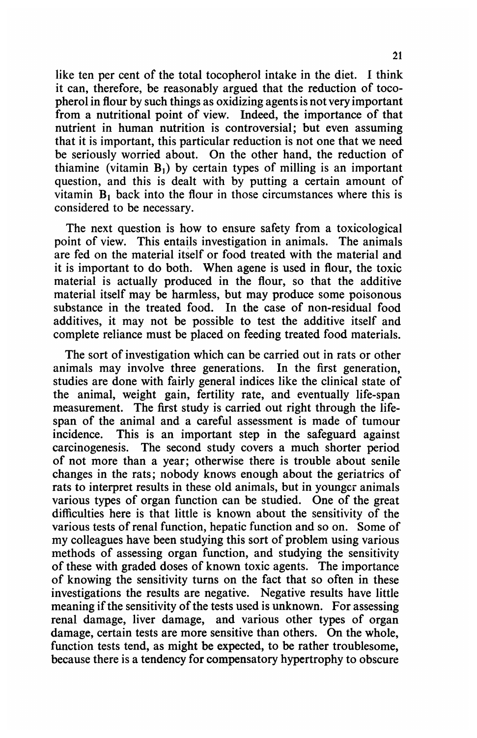like ten per cent of the total tocopherol intake in the diet. I think it can, therefore, be reasonably argued that the reduction of tocopherol in flour by such things as oxidizing agents is not very important from a nutritional point of view. Indeed, the importance of that nutrient in human nutrition is controversial; but even assuming that it is important, this particular reduction is not one that we need be seriously worried about. On the other hand, the reduction of thiamine (vitamin $B_1$) by certain types of milling is an important question, and this is dealt with by putting a certain amount of vitamin $B_1$ back into the flour in those circumstances where this is considered to be necessary.

The next question is how to ensure safety from a toxicological point of view. This entails investigation in animals. The animals are fed on the material itself or food treated with the material and it is important to do both. When agene is used in flour, the toxic material is actually produced in the flour, so that the additive material itself may be harmless, but may produce some poisonous substance in the treated food. In the case of non-residual food additives, it may not be possible to test the additive itself and complete reliance must be placed on feeding treated food materials.

The sort of investigation which can be carried out in rats or other animals may involve three generations. In the first generation, studies are done with fairly general indices like the clinical state of the animal, weight gain, fertility rate, and eventually life-span measurement. The first study is carried out right through the life-span of the animal and a careful assessment is made of tumour incidence. This is an important step in the safeguard against carcinogenesis. The second study covers a much shorter period of not more than a year; otherwise there is trouble about senile changes in the rats; nobody knows enough about the geriatrics of rats to interpret results in these old animals, but in younger animals various types of organ function can be studied. One of the great difficulties here is that little is known about the sensitivity of the various tests of renal function, hepatic function and so on. Some of my colleagues have been studying this sort of problem using various methods of assessing organ function, and studying the sensitivity of these with graded doses of known toxic agents. The importance of knowing the sensitivity turns on the fact that so often in these investigations the results are negative. Negative results have little meaning if the sensitivity of the tests used is unknown. For assessing renal damage, liver damage, and various other types of organ damage, certain tests are more sensitive than others. On the whole, function tests tend, as might be expected, to be rather troublesome, because there is a tendency for compensatory hypertrophy to obscure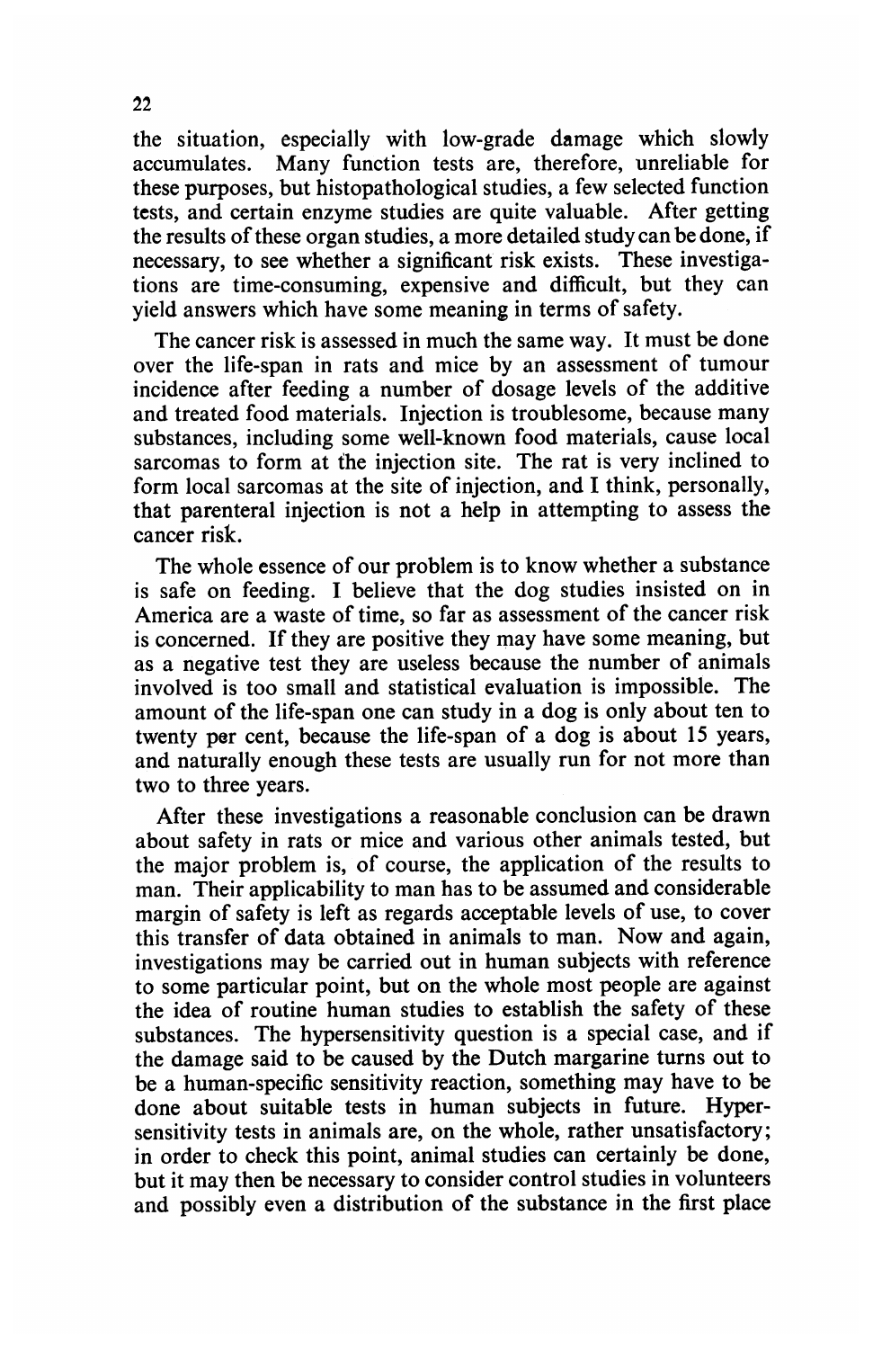the situation, especially with low-grade damage which slowly accumulates. Many function tests are, therefore, unreliable for these purposes, but histopathological studies, a few selected function tests, and certain enzyme studies are quite valuable. After getting the results of these organ studies, a more detailed study can be done, if necessary, to see whether a significant risk exists. These investigations are time-consuming, expensive and difficult, but they can yield answers which have some meaning in terms of safety.

The cancer risk is assessed in much the same way. It must be done over the life-span in rats and mice by an assessment of tumour incidence after feeding a number of dosage levels of the additive and treated food materials. Injection is troublesome, because many substances, including some well-known food materials, cause local sarcomas to form at the injection site. The rat is very inclined to form local sarcomas at the site of injection, and I think, personally, that parenteral injection is not a help in attempting to assess the cancer risk.

The whole essence of our problem is to know whether a substance is safe on feeding. I believe that the dog studies insisted on in America are a waste of time, so far as assessment of the cancer risk is concerned. If they are positive they may have some meaning, but as a negative test they are useless because the number of animals involved is too small and statistical evaluation is impossible. The amount of the life-span one can study in a dog is only about ten to twenty per cent, because the life-span of a dog is about 15 years, and naturally enough these tests are usually run for not more than two to three years.

After these investigations a reasonable conclusion can be drawn about safety in rats or mice and various other animals tested, but the major problem is, of course, the application of the results to man. Their applicability to man has to be assumed and considerable margin of safety is left as regards acceptable levels of use, to cover this transfer of data obtained in animals to man. Now and again, investigations may be carried out in human subjects with reference to some particular point, but on the whole most people are against the idea of routine human studies to establish the safety of these substances. The hypersensitivity question is a special case, and if the damage said to be caused by the Dutch margarine turns out to be a human-specific sensitivity reaction, something may have to be done about suitable tests in human subjects in future. Hypersensitivity tests in animals are, on the whole, rather unsatisfactory; in order to check this point, animal studies can certainly be done, but it may then be necessary to consider control studies in volunteers and possibly even a distribution of the substance in the first place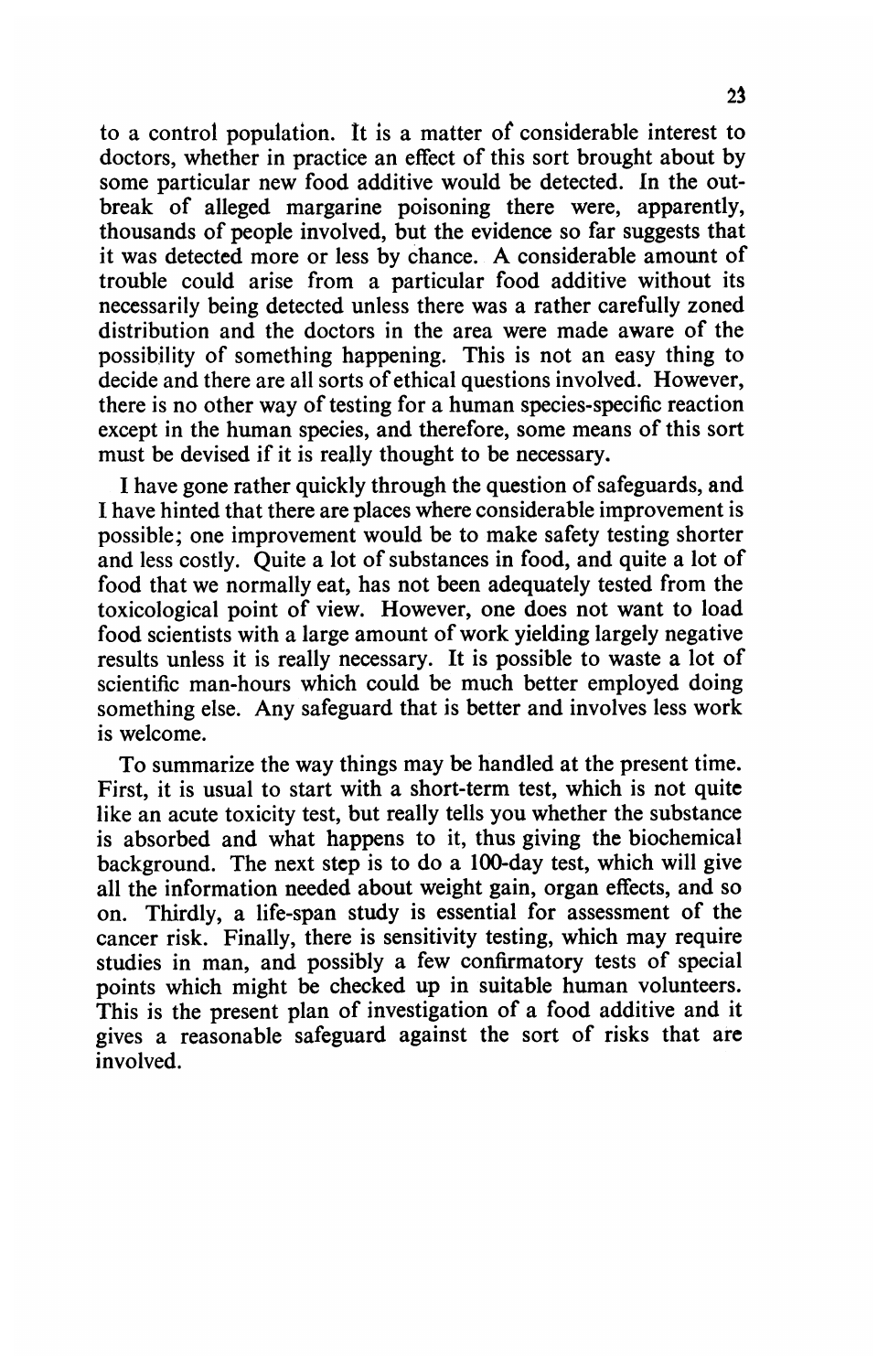to a control population. It is a matter of considerable interest to doctors, whether in practice an effect of this sort brought about by some particular new food additive would be detected. In the outbreak of alleged margarine poisoning there were, apparently, thousands of people involved, but the evidence so far suggests that it was detected more or less by chance. A considerable amount of trouble could arise from a particular food additive without its necessarily being detected unless there was a rather carefully zoned distribution and the doctors in the area were made aware of the possibility of something happening. This is not an easy thing to decide and there are all sorts of ethical questions involved. However, there is no other way of testing for a human species-specific reaction except in the human species, and therefore, some means of this sort must be devised if it is really thought to be necessary.

I have gone rather quickly through the question of safeguards, and I have hinted that there are places where considerable improvement is possible; one improvement would be to make safety testing shorter and less costly. Quite a lot of substances in food, and quite a lot of food that we normally eat, has not been adequately tested from the toxicological point of view. However, one does not want to load food scientists with a large amount of work yielding largely negative results unless it is really necessary. It is possible to waste a lot of scientific man-hours which could be much better employed doing something else. Any safeguard that is better and involves less work is welcome.

To summarize the way things may be handled at the present time. First, it is usual to start with a short-term test, which is not quite like an acute toxicity test, but really tells you whether the substance is absorbed and what happens to it, thus giving the biochemical background. The next step is to do a 100-day test, which will give all the information needed about weight gain, organ effects, and so on. Thirdly, a life-span study is essential for assessment of the cancer risk. Finally, there is sensitivity testing, which may require studies in man, and possibly a few confirmatory tests of special points which might be checked up in suitable human volunteers. This is the present plan of investigation of a food additive and it gives a reasonable safeguard against the sort of risks that are involved.